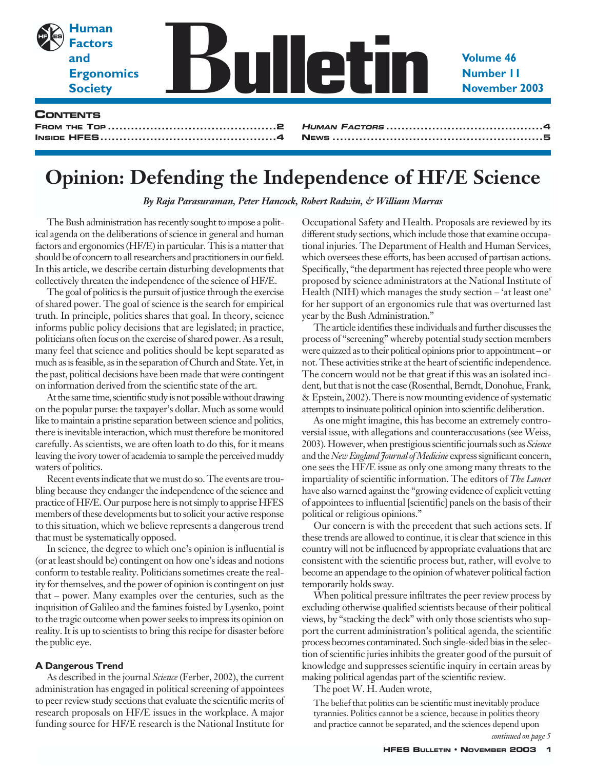# Human Factors and Ergonomics Society Bulletin

Volume 46
Number 11
November 2003

## Contents

From the Top ..........2
Inside HFES ..........4
*Human Factors* ..........4
News ..........5

# Opinion: Defending the Independence of HF/E Science

*By Raja Parasuraman, Peter Hancock, Robert Radwin, & William Marras*

The Bush administration has recently sought to impose a political agenda on the deliberations of science in general and human factors and ergonomics (HF/E) in particular. This is a matter that should be of concern to all researchers and practitioners in our field. In this article, we describe certain disturbing developments that collectively threaten the independence of the science of HF/E.

The goal of politics is the pursuit of justice through the exercise of shared power. The goal of science is the search for empirical truth. In principle, politics shares that goal. In theory, science informs public policy decisions that are legislated; in practice, politicians often focus on the exercise of shared power. As a result, many feel that science and politics should be kept separated as much as is feasible, as in the separation of Church and State. Yet, in the past, political decisions have been made that were contingent on information derived from the scientific state of the art.

At the same time, scientific study is not possible without drawing on the popular purse: the taxpayer's dollar. Much as some would like to maintain a pristine separation between science and politics, there is inevitable interaction, which must therefore be monitored carefully. As scientists, we are often loath to do this, for it means leaving the ivory tower of academia to sample the perceived muddy waters of politics.

Recent events indicate that we must do so. The events are troubling because they endanger the independence of the science and practice of HF/E. Our purpose here is not simply to apprise HFES members of these developments but to solicit your active response to this situation, which we believe represents a dangerous trend that must be systematically opposed.

In science, the degree to which one's opinion is influential is (or at least should be) contingent on how one's ideas and notions conform to testable reality. Politicians sometimes create the reality for themselves, and the power of opinion is contingent on just that – power. Many examples over the centuries, such as the inquisition of Galileo and the famines foisted by Lysenko, point to the tragic outcome when power seeks to impress its opinion on reality. It is up to scientists to bring this recipe for disaster before the public eye.

### A Dangerous Trend

As described in the journal *Science* (Ferber, 2002), the current administration has engaged in political screening of appointees to peer review study sections that evaluate the scientific merits of research proposals on HF/E issues in the workplace. A major funding source for HF/E research is the National Institute for Occupational Safety and Health. Proposals are reviewed by its different study sections, which include those that examine occupational injuries. The Department of Health and Human Services, which oversees these efforts, has been accused of partisan actions. Specifically, "the department has rejected three people who were proposed by science administrators at the National Institute of Health (NIH) which manages the study section – 'at least one' for her support of an ergonomics rule that was overturned last year by the Bush Administration."

The article identifies these individuals and further discusses the process of "screening" whereby potential study section members were quizzed as to their political opinions prior to appointment – or not. These activities strike at the heart of scientific independence. The concern would not be that great if this was an isolated incident, but that is not the case (Rosenthal, Berndt, Donohue, Frank, & Epstein, 2002). There is now mounting evidence of systematic attempts to insinuate political opinion into scientific deliberation.

As one might imagine, this has become an extremely controversial issue, with allegations and counteraccusations (see Weiss, 2003). However, when prestigious scientific journals such as *Science* and the *New England Journal of Medicine* express significant concern, one sees the HF/E issue as only one among many threats to the impartiality of scientific information. The editors of *The Lancet* have warned against the "growing evidence of explicit vetting of appointees to influential [scientific] panels on the basis of their political or religious opinions."

Our concern is with the precedent that such actions sets. If these trends are allowed to continue, it is clear that science in this country will not be influenced by appropriate evaluations that are consistent with the scientific process but, rather, will evolve to become an appendage to the opinion of whatever political faction temporarily holds sway.

When political pressure infiltrates the peer review process by excluding otherwise qualified scientists because of their political views, by "stacking the deck" with only those scientists who support the current administration's political agenda, the scientific process becomes contaminated. Such single-sided bias in the selection of scientific juries inhibits the greater good of the pursuit of knowledge and suppresses scientific inquiry in certain areas by making political agendas part of the scientific review.

The poet W. H. Auden wrote,

> The belief that politics can be scientific must inevitably produce tyrannies. Politics cannot be a science, because in politics theory and practice cannot be separated, and the sciences depend upon

*continued on page 5*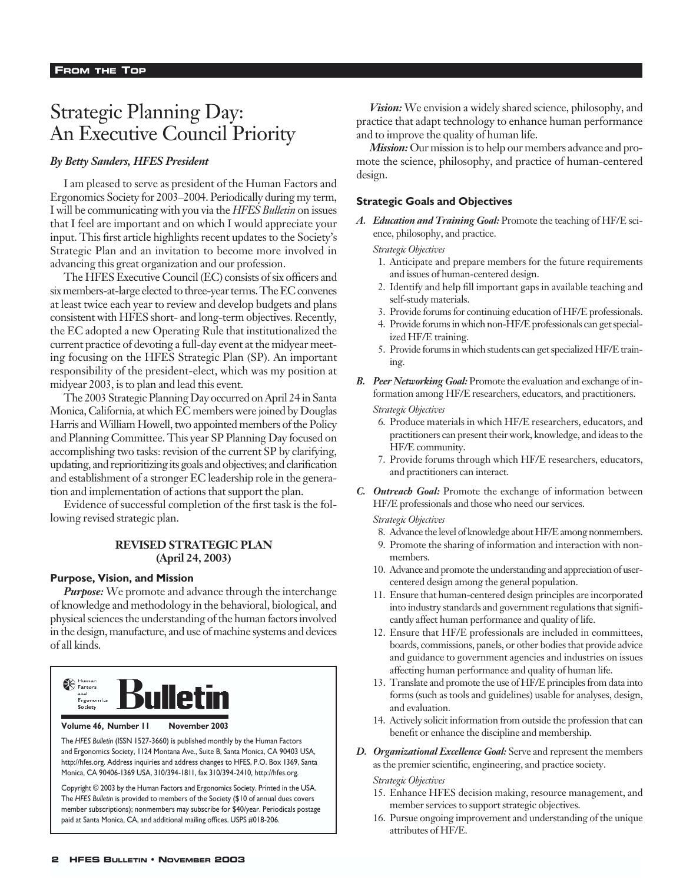# Strategic Planning Day: An Executive Council Priority

***By Betty Sanders, HFES President***

I am pleased to serve as president of the Human Factors and Ergonomics Society for 2003–2004. Periodically during my term, I will be communicating with you via the *HFES Bulletin* on issues that I feel are important and on which I would appreciate your input. This first article highlights recent updates to the Society's Strategic Plan and an invitation to become more involved in advancing this great organization and our profession.

The HFES Executive Council (EC) consists of six officers and six members-at-large elected to three-year terms. The EC convenes at least twice each year to review and develop budgets and plans consistent with HFES short- and long-term objectives. Recently, the EC adopted a new Operating Rule that institutionalized the current practice of devoting a full-day event at the midyear meeting focusing on the HFES Strategic Plan (SP). An important responsibility of the president-elect, which was my position at midyear 2003, is to plan and lead this event.

The 2003 Strategic Planning Day occurred on April 24 in Santa Monica, California, at which EC members were joined by Douglas Harris and William Howell, two appointed members of the Policy and Planning Committee. This year SP Planning Day focused on accomplishing two tasks: revision of the current SP by clarifying, updating, and reprioritizing its goals and objectives; and clarification and establishment of a stronger EC leadership role in the generation and implementation of actions that support the plan.

Evidence of successful completion of the first task is the following revised strategic plan.

## REVISED STRATEGIC PLAN (April 24, 2003)

### Purpose, Vision, and Mission

***Purpose:*** We promote and advance through the interchange of knowledge and methodology in the behavioral, biological, and physical sciences the understanding of the human factors involved in the design, manufacture, and use of machine systems and devices of all kinds.

***Vision:*** We envision a widely shared science, philosophy, and practice that adapt technology to enhance human performance and to improve the quality of human life.

***Mission:*** Our mission is to help our members advance and promote the science, philosophy, and practice of human-centered design.

### Strategic Goals and Objectives

**A. *Education and Training Goal:*** Promote the teaching of HF/E science, philosophy, and practice.

*Strategic Objectives*

1. Anticipate and prepare members for the future requirements and issues of human-centered design.
2. Identify and help fill important gaps in available teaching and self-study materials.
3. Provide forums for continuing education of HF/E professionals.
4. Provide forums in which non-HF/E professionals can get specialized HF/E training.
5. Provide forums in which students can get specialized HF/E training.

**B. *Peer Networking Goal:*** Promote the evaluation and exchange of information among HF/E researchers, educators, and practitioners.

*Strategic Objectives*

6. Produce materials in which HF/E researchers, educators, and practitioners can present their work, knowledge, and ideas to the HF/E community.
7. Provide forums through which HF/E researchers, educators, and practitioners can interact.

**C. *Outreach Goal:*** Promote the exchange of information between HF/E professionals and those who need our services.

*Strategic Objectives*

8. Advance the level of knowledge about HF/E among nonmembers.
9. Promote the sharing of information and interaction with nonmembers.
10. Advance and promote the understanding and appreciation of user-centered design among the general population.
11. Ensure that human-centered design principles are incorporated into industry standards and government regulations that significantly affect human performance and quality of life.
12. Ensure that HF/E professionals are included in committees, boards, commissions, panels, or other bodies that provide advice and guidance to government agencies and industries on issues affecting human performance and quality of human life.
13. Translate and promote the use of HF/E principles from data into forms (such as tools and guidelines) usable for analyses, design, and evaluation.
14. Actively solicit information from outside the profession that can benefit or enhance the discipline and membership.

**D. *Organizational Excellence Goal:*** Serve and represent the members as the premier scientific, engineering, and practice society.

*Strategic Objectives*

15. Enhance HFES decision making, resource management, and member services to support strategic objectives.
16. Pursue ongoing improvement and understanding of the unique attributes of HF/E.

---

Human Factors and Ergonomics Society **Bulletin**

**Volume 46, Number 11 November 2003**

The *HFES Bulletin* (ISSN 1527-3660) is published monthly by the Human Factors and Ergonomics Society, 1124 Montana Ave., Suite B, Santa Monica, CA 90403 USA, http://hfes.org. Address inquiries and address changes to HFES, P.O. Box 1369, Santa Monica, CA 90406-1369 USA, 310/394-1811, fax 310/394-2410, http://hfes.org.

Copyright © 2003 by the Human Factors and Ergonomics Society. Printed in the USA. The *HFES Bulletin* is provided to members of the Society ($10 of annual dues covers member subscriptions); nonmembers may subscribe for $40/year. Periodicals postage paid at Santa Monica, CA, and additional mailing offices. USPS #018-206.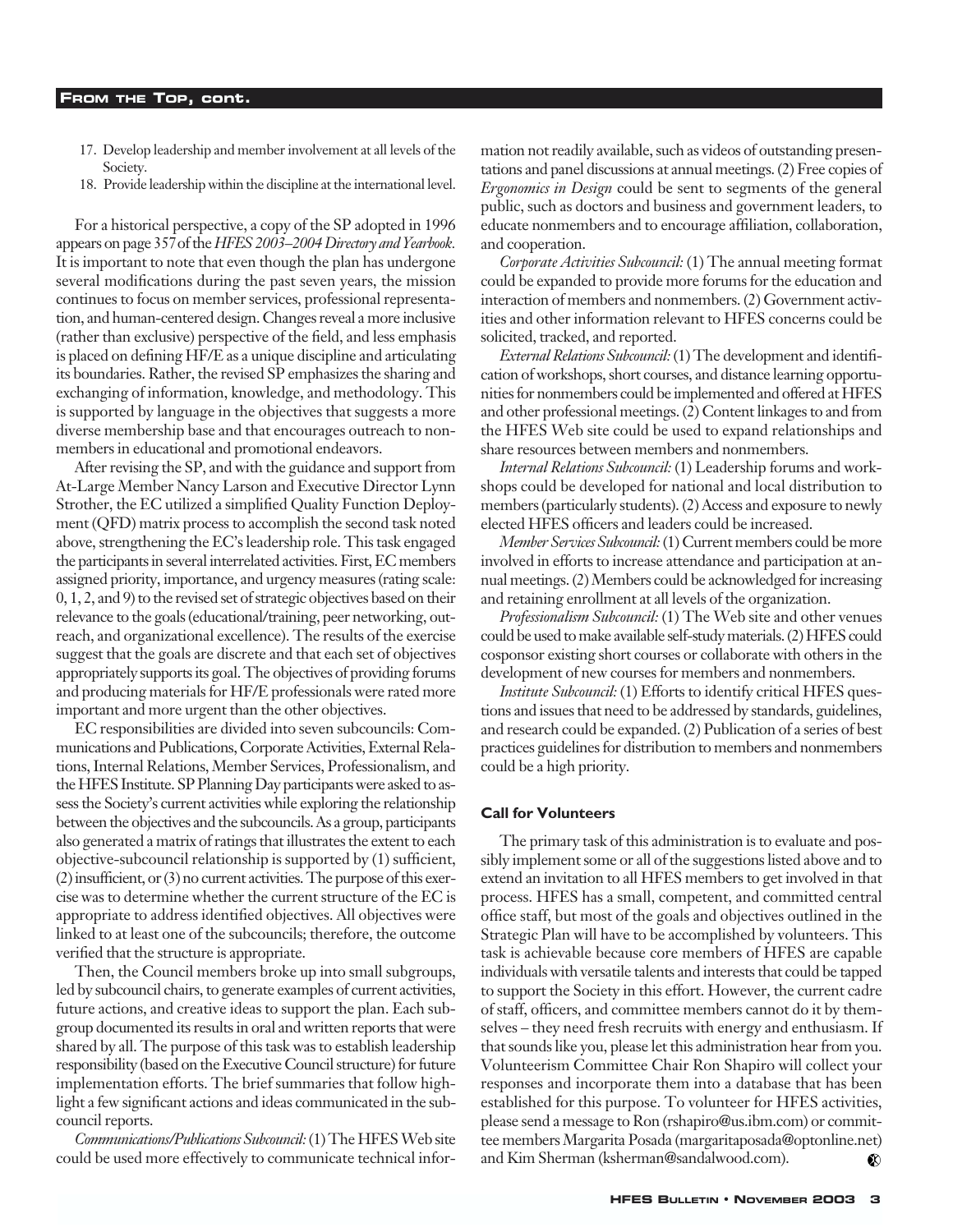17. Develop leadership and member involvement at all levels of the Society.
18. Provide leadership within the discipline at the international level.

For a historical perspective, a copy of the SP adopted in 1996 appears on page 357 of the *HFES 2003–2004 Directory and Yearbook*. It is important to note that even though the plan has undergone several modifications during the past seven years, the mission continues to focus on member services, professional representation, and human-centered design. Changes reveal a more inclusive (rather than exclusive) perspective of the field, and less emphasis is placed on defining HF/E as a unique discipline and articulating its boundaries. Rather, the revised SP emphasizes the sharing and exchanging of information, knowledge, and methodology. This is supported by language in the objectives that suggests a more diverse membership base and that encourages outreach to nonmembers in educational and promotional endeavors.

After revising the SP, and with the guidance and support from At-Large Member Nancy Larson and Executive Director Lynn Strother, the EC utilized a simplified Quality Function Deployment (QFD) matrix process to accomplish the second task noted above, strengthening the EC's leadership role. This task engaged the participants in several interrelated activities. First, EC members assigned priority, importance, and urgency measures (rating scale: 0, 1, 2, and 9) to the revised set of strategic objectives based on their relevance to the goals (educational/training, peer networking, outreach, and organizational excellence). The results of the exercise suggest that the goals are discrete and that each set of objectives appropriately supports its goal. The objectives of providing forums and producing materials for HF/E professionals were rated more important and more urgent than the other objectives.

EC responsibilities are divided into seven subcouncils: Communications and Publications, Corporate Activities, External Relations, Internal Relations, Member Services, Professionalism, and the HFES Institute. SP Planning Day participants were asked to assess the Society's current activities while exploring the relationship between the objectives and the subcouncils. As a group, participants also generated a matrix of ratings that illustrates the extent to each objective-subcouncil relationship is supported by (1) sufficient, (2) insufficient, or (3) no current activities. The purpose of this exercise was to determine whether the current structure of the EC is appropriate to address identified objectives. All objectives were linked to at least one of the subcouncils; therefore, the outcome verified that the structure is appropriate.

Then, the Council members broke up into small subgroups, led by subcouncil chairs, to generate examples of current activities, future actions, and creative ideas to support the plan. Each subgroup documented its results in oral and written reports that were shared by all. The purpose of this task was to establish leadership responsibility (based on the Executive Council structure) for future implementation efforts. The brief summaries that follow highlight a few significant actions and ideas communicated in the subcouncil reports.

*Communications/Publications Subcouncil:* (1) The HFES Web site could be used more effectively to communicate technical information not readily available, such as videos of outstanding presentations and panel discussions at annual meetings. (2) Free copies of *Ergonomics in Design* could be sent to segments of the general public, such as doctors and business and government leaders, to educate nonmembers and to encourage affiliation, collaboration, and cooperation.

*Corporate Activities Subcouncil:* (1) The annual meeting format could be expanded to provide more forums for the education and interaction of members and nonmembers. (2) Government activities and other information relevant to HFES concerns could be solicited, tracked, and reported.

*External Relations Subcouncil:* (1) The development and identification of workshops, short courses, and distance learning opportunities for nonmembers could be implemented and offered at HFES and other professional meetings. (2) Content linkages to and from the HFES Web site could be used to expand relationships and share resources between members and nonmembers.

*Internal Relations Subcouncil:* (1) Leadership forums and workshops could be developed for national and local distribution to members (particularly students). (2) Access and exposure to newly elected HFES officers and leaders could be increased.

*Member Services Subcouncil:* (1) Current members could be more involved in efforts to increase attendance and participation at annual meetings. (2) Members could be acknowledged for increasing and retaining enrollment at all levels of the organization.

*Professionalism Subcouncil:* (1) The Web site and other venues could be used to make available self-study materials. (2) HFES could cosponsor existing short courses or collaborate with others in the development of new courses for members and nonmembers.

*Institute Subcouncil:* (1) Efforts to identify critical HFES questions and issues that need to be addressed by standards, guidelines, and research could be expanded. (2) Publication of a series of best practices guidelines for distribution to members and nonmembers could be a high priority.

### Call for Volunteers

The primary task of this administration is to evaluate and possibly implement some or all of the suggestions listed above and to extend an invitation to all HFES members to get involved in that process. HFES has a small, competent, and committed central office staff, but most of the goals and objectives outlined in the Strategic Plan will have to be accomplished by volunteers. This task is achievable because core members of HFES are capable individuals with versatile talents and interests that could be tapped to support the Society in this effort. However, the current cadre of staff, officers, and committee members cannot do it by themselves – they need fresh recruits with energy and enthusiasm. If that sounds like you, please let this administration hear from you. Volunteerism Committee Chair Ron Shapiro will collect your responses and incorporate them into a database that has been established for this purpose. To volunteer for HFES activities, please send a message to Ron (rshapiro@us.ibm.com) or committee members Margarita Posada (margaritaposada@optonline.net) and Kim Sherman (ksherman@sandalwood.com).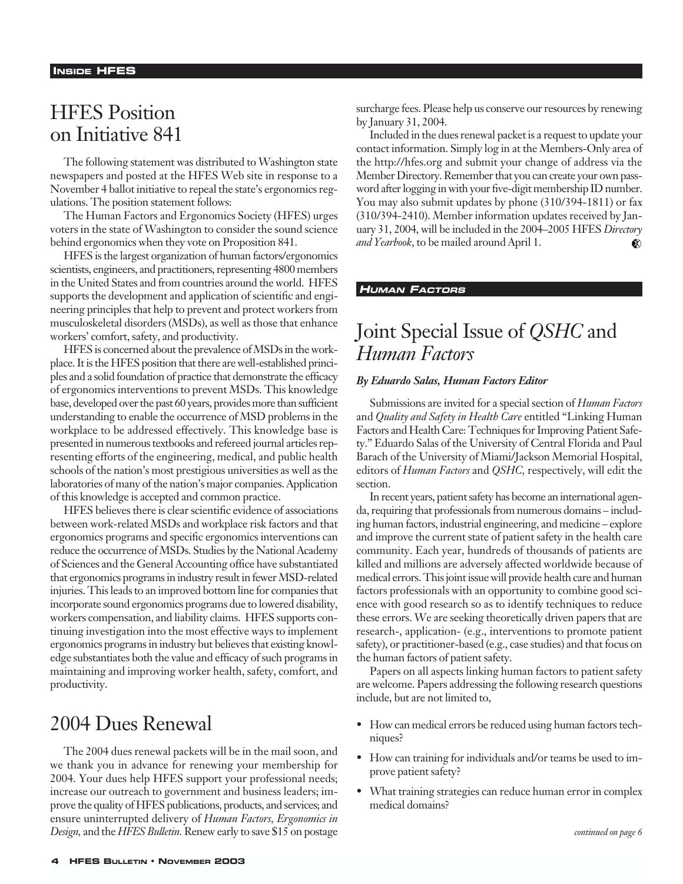# HFES Position on Initiative 841

The following statement was distributed to Washington state newspapers and posted at the HFES Web site in response to a November 4 ballot initiative to repeal the state's ergonomics regulations. The position statement follows:

The Human Factors and Ergonomics Society (HFES) urges voters in the state of Washington to consider the sound science behind ergonomics when they vote on Proposition 841.

HFES is the largest organization of human factors/ergonomics scientists, engineers, and practitioners, representing 4800 members in the United States and from countries around the world. HFES supports the development and application of scientific and engineering principles that help to prevent and protect workers from musculoskeletal disorders (MSDs), as well as those that enhance workers' comfort, safety, and productivity.

HFES is concerned about the prevalence of MSDs in the workplace. It is the HFES position that there are well-established principles and a solid foundation of practice that demonstrate the efficacy of ergonomics interventions to prevent MSDs. This knowledge base, developed over the past 60 years, provides more than sufficient understanding to enable the occurrence of MSD problems in the workplace to be addressed effectively. This knowledge base is presented in numerous textbooks and refereed journal articles representing efforts of the engineering, medical, and public health schools of the nation's most prestigious universities as well as the laboratories of many of the nation's major companies. Application of this knowledge is accepted and common practice.

HFES believes there is clear scientific evidence of associations between work-related MSDs and workplace risk factors and that ergonomics programs and specific ergonomics interventions can reduce the occurrence of MSDs. Studies by the National Academy of Sciences and the General Accounting office have substantiated that ergonomics programs in industry result in fewer MSD-related injuries. This leads to an improved bottom line for companies that incorporate sound ergonomics programs due to lowered disability, workers compensation, and liability claims. HFES supports continuing investigation into the most effective ways to implement ergonomics programs in industry but believes that existing knowledge substantiates both the value and efficacy of such programs in maintaining and improving worker health, safety, comfort, and productivity.

# 2004 Dues Renewal

The 2004 dues renewal packets will be in the mail soon, and we thank you in advance for renewing your membership for 2004. Your dues help HFES support your professional needs; increase our outreach to government and business leaders; improve the quality of HFES publications, products, and services; and ensure uninterrupted delivery of *Human Factors*, *Ergonomics in Design*, and the *HFES Bulletin*. Renew early to save $15 on postage surcharge fees. Please help us conserve our resources by renewing by January 31, 2004.

Included in the dues renewal packet is a request to update your contact information. Simply log in at the Members-Only area of the http://hfes.org and submit your change of address via the Member Directory. Remember that you can create your own password after logging in with your five-digit membership ID number. You may also submit updates by phone (310/394-1811) or fax (310/394-2410). Member information updates received by January 31, 2004, will be included in the 2004–2005 HFES *Directory and Yearbook*, to be mailed around April 1.

**HUMAN FACTORS**

# Joint Special Issue of *QSHC* and *Human Factors*

***By Eduardo Salas, Human Factors Editor***

Submissions are invited for a special section of *Human Factors* and *Quality and Safety in Health Care* entitled "Linking Human Factors and Health Care: Techniques for Improving Patient Safety." Eduardo Salas of the University of Central Florida and Paul Barach of the University of Miami/Jackson Memorial Hospital, editors of *Human Factors* and *QSHC*, respectively, will edit the section.

In recent years, patient safety has become an international agenda, requiring that professionals from numerous domains – including human factors, industrial engineering, and medicine – explore and improve the current state of patient safety in the health care community. Each year, hundreds of thousands of patients are killed and millions are adversely affected worldwide because of medical errors. This joint issue will provide health care and human factors professionals with an opportunity to combine good science with good research so as to identify techniques to reduce these errors. We are seeking theoretically driven papers that are research-, application- (e.g., interventions to promote patient safety), or practitioner-based (e.g., case studies) and that focus on the human factors of patient safety.

Papers on all aspects linking human factors to patient safety are welcome. Papers addressing the following research questions include, but are not limited to,

- How can medical errors be reduced using human factors techniques?
- How can training for individuals and/or teams be used to improve patient safety?
- What training strategies can reduce human error in complex medical domains?

*continued on page 6*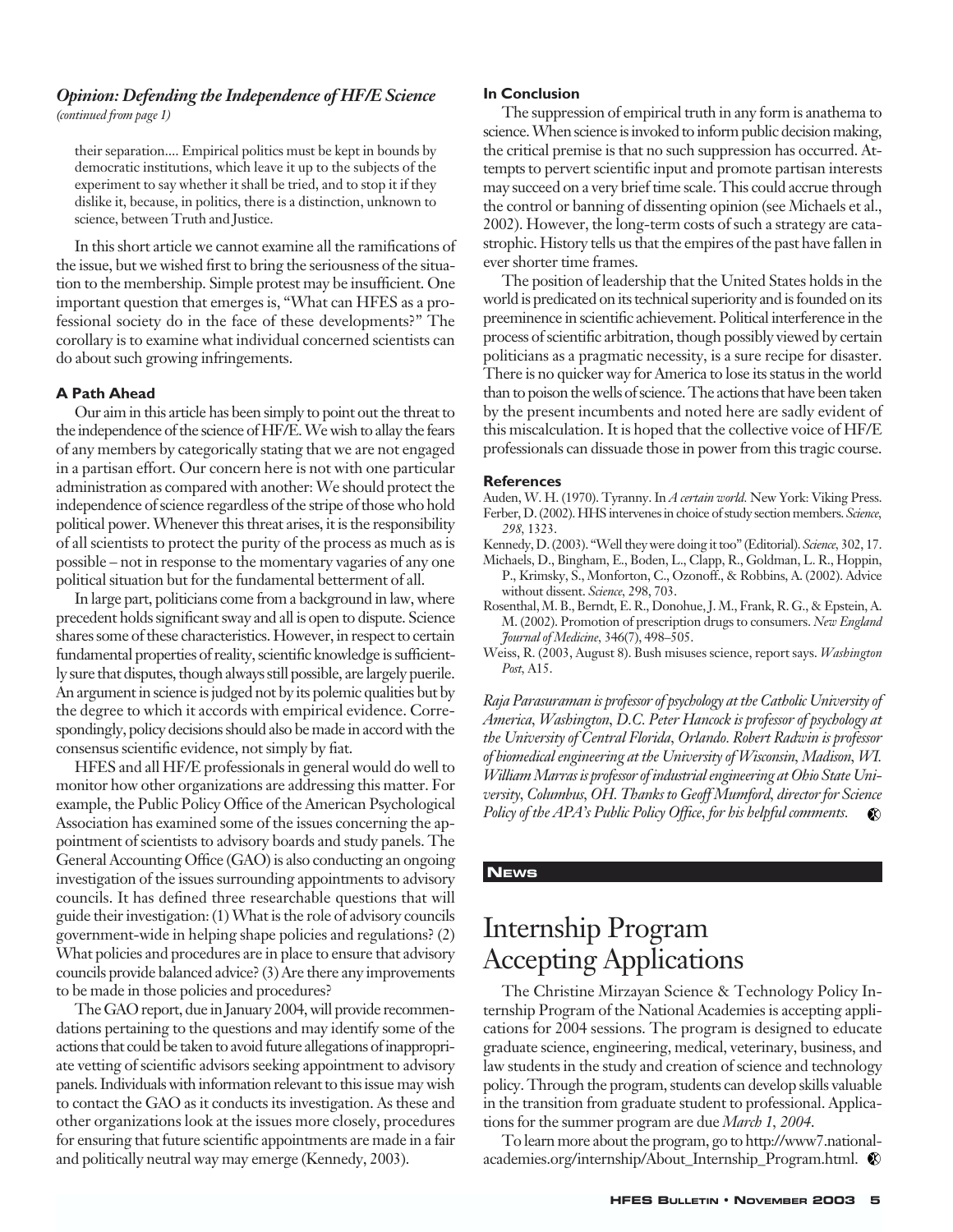### *Opinion: Defending the Independence of HF/E Science*

*(continued from page 1)*

> their separation.... Empirical politics must be kept in bounds by democratic institutions, which leave it up to the subjects of the experiment to say whether it shall be tried, and to stop it if they dislike it, because, in politics, there is a distinction, unknown to science, between Truth and Justice.

In this short article we cannot examine all the ramifications of the issue, but we wished first to bring the seriousness of the situation to the membership. Simple protest may be insufficient. One important question that emerges is, "What can HFES as a professional society do in the face of these developments?" The corollary is to examine what individual concerned scientists can do about such growing infringements.

#### A Path Ahead

Our aim in this article has been simply to point out the threat to the independence of the science of HF/E. We wish to allay the fears of any members by categorically stating that we are not engaged in a partisan effort. Our concern here is not with one particular administration as compared with another: We should protect the independence of science regardless of the stripe of those who hold political power. Whenever this threat arises, it is the responsibility of all scientists to protect the purity of the process as much as is possible – not in response to the momentary vagaries of any one political situation but for the fundamental betterment of all.

In large part, politicians come from a background in law, where precedent holds significant sway and all is open to dispute. Science shares some of these characteristics. However, in respect to certain fundamental properties of reality, scientific knowledge is sufficiently sure that disputes, though always still possible, are largely puerile. An argument in science is judged not by its polemic qualities but by the degree to which it accords with empirical evidence. Correspondingly, policy decisions should also be made in accord with the consensus scientific evidence, not simply by fiat.

HFES and all HF/E professionals in general would do well to monitor how other organizations are addressing this matter. For example, the Public Policy Office of the American Psychological Association has examined some of the issues concerning the appointment of scientists to advisory boards and study panels. The General Accounting Office (GAO) is also conducting an ongoing investigation of the issues surrounding appointments to advisory councils. It has defined three researchable questions that will guide their investigation: (1) What is the role of advisory councils government-wide in helping shape policies and regulations? (2) What policies and procedures are in place to ensure that advisory councils provide balanced advice? (3) Are there any improvements to be made in those policies and procedures?

The GAO report, due in January 2004, will provide recommendations pertaining to the questions and may identify some of the actions that could be taken to avoid future allegations of inappropriate vetting of scientific advisors seeking appointment to advisory panels. Individuals with information relevant to this issue may wish to contact the GAO as it conducts its investigation. As these and other organizations look at the issues more closely, procedures for ensuring that future scientific appointments are made in a fair and politically neutral way may emerge (Kennedy, 2003).

#### In Conclusion

The suppression of empirical truth in any form is anathema to science. When science is invoked to inform public decision making, the critical premise is that no such suppression has occurred. Attempts to pervert scientific input and promote partisan interests may succeed on a very brief time scale. This could accrue through the control or banning of dissenting opinion (see Michaels et al., 2002). However, the long-term costs of such a strategy are catastrophic. History tells us that the empires of the past have fallen in ever shorter time frames.

The position of leadership that the United States holds in the world is predicated on its technical superiority and is founded on its preeminence in scientific achievement. Political interference in the process of scientific arbitration, though possibly viewed by certain politicians as a pragmatic necessity, is a sure recipe for disaster. There is no quicker way for America to lose its status in the world than to poison the wells of science. The actions that have been taken by the present incumbents and noted here are sadly evident of this miscalculation. It is hoped that the collective voice of HF/E professionals can dissuade those in power from this tragic course.

#### References

Auden, W. H. (1970). Tyranny. In *A certain world.* New York: Viking Press.

Ferber, D. (2002). HHS intervenes in choice of study section members. *Science, 298*, 1323.

Kennedy, D. (2003). "Well they were doing it too" (Editorial). *Science*, 302, 17.

Michaels, D., Bingham, E., Boden, L., Clapp, R., Goldman, L. R., Hoppin, P., Krimsky, S., Monforton, C., Ozonoff., & Robbins, A. (2002). Advice without dissent. *Science*, 298, 703.

Rosenthal, M. B., Berndt, E. R., Donohue, J. M., Frank, R. G., & Epstein, A. M. (2002). Promotion of prescription drugs to consumers. *New England Journal of Medicine*, 346(7), 498–505.

Weiss, R. (2003, August 8). Bush misuses science, report says. *Washington Post*, A15.

*Raja Parasuraman is professor of psychology at the Catholic University of America, Washington, D.C. Peter Hancock is professor of psychology at the University of Central Florida, Orlando. Robert Radwin is professor of biomedical engineering at the University of Wisconsin, Madison, WI. William Marras is professor of industrial engineering at Ohio State University, Columbus, OH. Thanks to Geoff Mumford, director for Science Policy of the APA's Public Policy Office, for his helpful comments.*

**NEWS**

# Internship Program Accepting Applications

The Christine Mirzayan Science & Technology Policy Internship Program of the National Academies is accepting applications for 2004 sessions. The program is designed to educate graduate science, engineering, medical, veterinary, business, and law students in the study and creation of science and technology policy. Through the program, students can develop skills valuable in the transition from graduate student to professional. Applications for the summer program are due *March 1, 2004*.

To learn more about the program, go to http://www7.nationalacademies.org/internship/About_Internship_Program.html.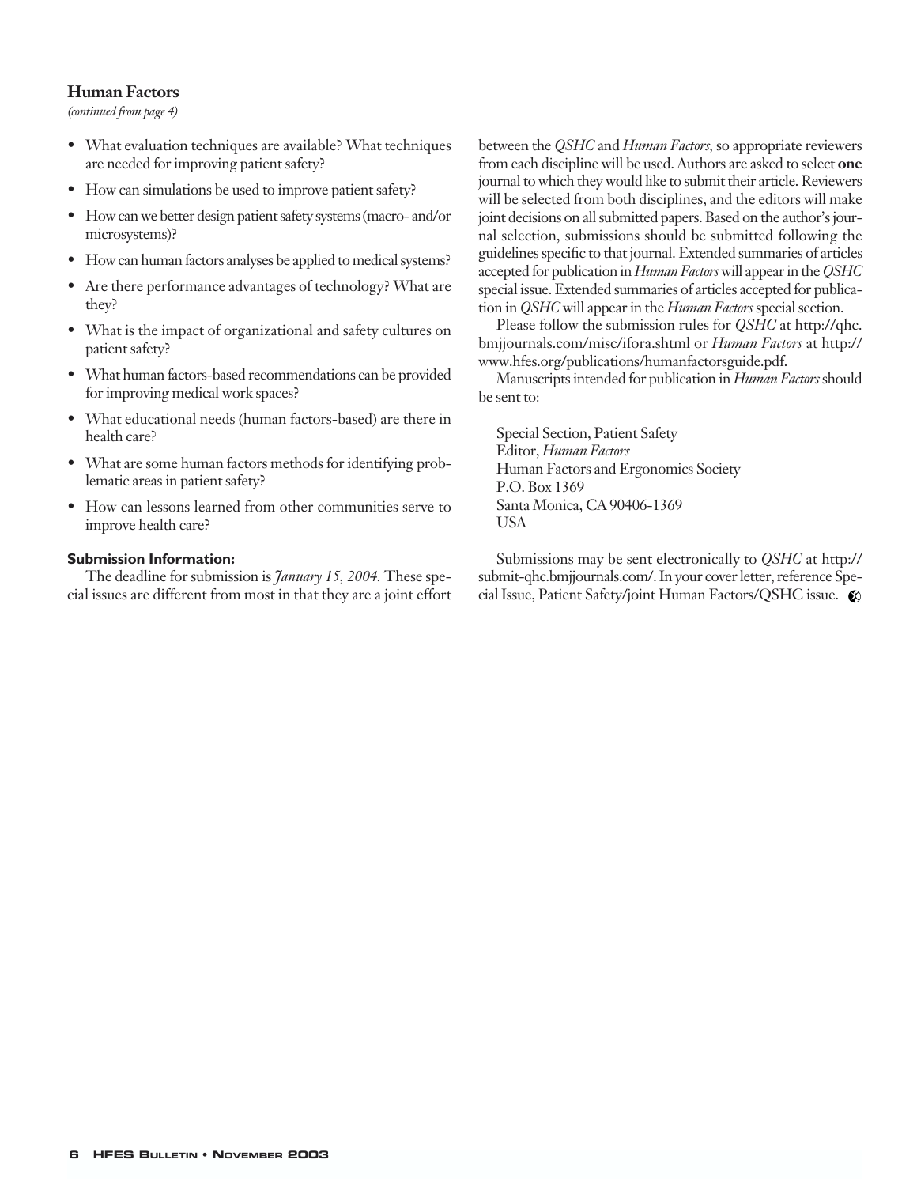## Human Factors

*(continued from page 4)*

- What evaluation techniques are available? What techniques are needed for improving patient safety?
- How can simulations be used to improve patient safety?
- How can we better design patient safety systems (macro- and/or microsystems)?
- How can human factors analyses be applied to medical systems?
- Are there performance advantages of technology? What are they?
- What is the impact of organizational and safety cultures on patient safety?
- What human factors-based recommendations can be provided for improving medical work spaces?
- What educational needs (human factors-based) are there in health care?
- What are some human factors methods for identifying problematic areas in patient safety?
- How can lessons learned from other communities serve to improve health care?

### Submission Information:

The deadline for submission is *January 15, 2004.* These special issues are different from most in that they are a joint effort between the *QSHC* and *Human Factors,* so appropriate reviewers from each discipline will be used. Authors are asked to select **one** journal to which they would like to submit their article. Reviewers will be selected from both disciplines, and the editors will make joint decisions on all submitted papers. Based on the author's journal selection, submissions should be submitted following the guidelines specific to that journal. Extended summaries of articles accepted for publication in *Human Factors* will appear in the *QSHC* special issue. Extended summaries of articles accepted for publication in *QSHC* will appear in the *Human Factors* special section.

Please follow the submission rules for *QSHC* at http://qhc.bmjjournals.com/misc/ifora.shtml or *Human Factors* at http://www.hfes.org/publications/humanfactorsguide.pdf.

Manuscripts intended for publication in *Human Factors* should be sent to:

Special Section, Patient Safety
Editor, *Human Factors*
Human Factors and Ergonomics Society
P.O. Box 1369
Santa Monica, CA 90406-1369
USA

Submissions may be sent electronically to *QSHC* at http://submit-qhc.bmjjournals.com/. In your cover letter, reference Special Issue, Patient Safety/joint Human Factors/QSHC issue.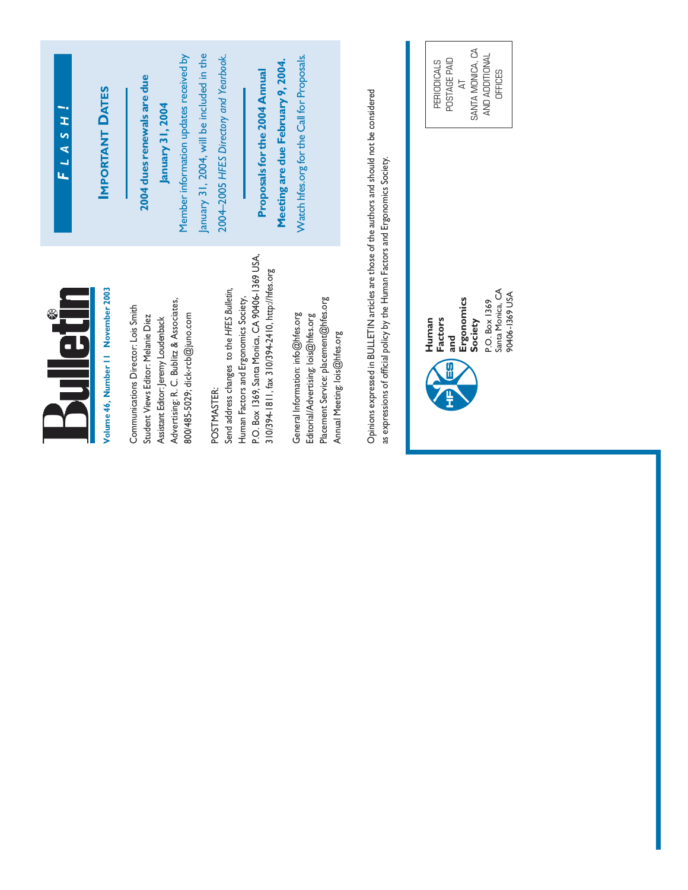# Bulletin

**Volume 46, Number 11 November 2003**

Communications Director: Lois Smith
Student Views Editor: Melanie Diez
Assistant Editor: Jeremy Loudenback
Advertising: R. C. Bublitz & Associates, 800/485-5029; dick-rcb@juno.com

POSTMASTER:
Send address changes to the *HFES Bulletin*, Human Factors and Ergonomics Society, P.O. Box 1369, Santa Monica, CA 90406-1369 USA, 310/394-1811, fax 310/394-2410, http://hfes.org

General Information: info@hfes.org
Editorial/Advertising: lois@hfes.org
Placement Service: placement@hfes.org
Annual Meeting: lois@hfes.org

## F L A S H !

### Important Dates

**2004 dues renewals are due January 31, 2004**

Member information updates received by January 31, 2004, will be included in the 2004–2005 *HFES Directory and Yearbook.*

**Proposals for the 2004 Annual Meeting are due February 9, 2004.**

Watch hfes.org for the Call for Proposals.

Opinions expressed in BULLETIN articles are those of the authors and should not be considered as expressions of official policy by the Human Factors and Ergonomics Society.

**Human Factors and Ergonomics Society**
P.O. Box 1369
Santa Monica, CA
90406-1369 USA

PERIODICALS
POSTAGE PAID
AT
SANTA MONICA, CA
AND ADDITIONAL
OFFICES